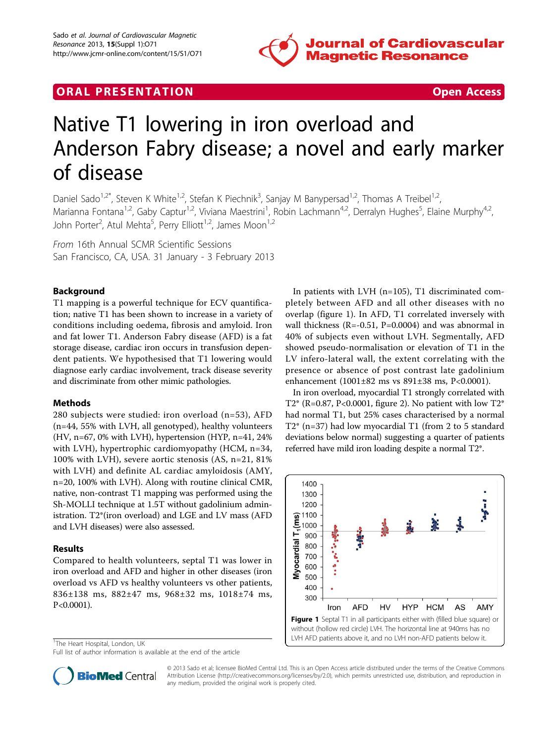**ORAL PRESENTATION** **Open Access**

# Native T1 lowering in iron overload and Anderson Fabry disease; a novel and early marker of disease

Daniel Sado[1,2*], Steven K White[1,2], Stefan K Piechnik[3], Sanjay M Banypersad[1,2], Thomas A Treibel[1,2], Marianna Fontana[1,2], Gaby Captur[1,2], Viviana Maestrini[1], Robin Lachmann[4,2], Derralyn Hughes[5], Elaine Murphy[4,2], John Porter[2], Atul Mehta[5], Perry Elliott[1,2], James Moon[1,2]

*From* 16th Annual SCMR Scientific Sessions
San Francisco, CA, USA. 31 January - 3 February 2013

## Background

T1 mapping is a powerful technique for ECV quantification; native T1 has been shown to increase in a variety of conditions including oedema, fibrosis and amyloid. Iron and fat lower T1. Anderson Fabry disease (AFD) is a fat storage disease, cardiac iron occurs in transfusion dependent patients. We hypothesised that T1 lowering would diagnose early cardiac involvement, track disease severity and discriminate from other mimic pathologies.

## Methods

280 subjects were studied: iron overload (n=53), AFD (n=44, 55% with LVH, all genotyped), healthy volunteers (HV, n=67, 0% with LVH), hypertension (HYP, n=41, 24% with LVH), hypertrophic cardiomyopathy (HCM, n=34, 100% with LVH), severe aortic stenosis (AS, n=21, 81% with LVH) and definite AL cardiac amyloidosis (AMY, n=20, 100% with LVH). Along with routine clinical CMR, native, non-contrast T1 mapping was performed using the Sh-MOLLI technique at 1.5T without gadolinium administration. T2*(iron overload) and LGE and LV mass (AFD and LVH diseases) were also assessed.

## Results

Compared to health volunteers, septal T1 was lower in iron overload and AFD and higher in other diseases (iron overload vs AFD vs healthy volunteers vs other patients, 836±138 ms, 882±47 ms, 968±32 ms, 1018±74 ms, P<0.0001).

In patients with LVH (n=105), T1 discriminated completely between AFD and all other diseases with no overlap (figure 1). In AFD, T1 correlated inversely with wall thickness (R=-0.51, P=0.0004) and was abnormal in 40% of subjects even without LVH. Segmentally, AFD showed pseudo-normalisation or elevation of T1 in the LV infero-lateral wall, the extent correlating with the presence or absence of post contrast late gadolinium enhancement (1001±82 ms vs 891±38 ms, P<0.0001).

In iron overload, myocardial T1 strongly correlated with T2* (R=0.87, P<0.0001, figure 2). No patient with low T2* had normal T1, but 25% cases characterised by a normal T2* (n=37) had low myocardial T1 (from 2 to 5 standard deviations below normal) suggesting a quarter of patients referred have mild iron loading despite a normal T2*.

**Figure 1** Septal T1 in all participants either with (filled blue square) or without (hollow red circle) LVH. The horizontal line at 940ms has no LVH AFD patients above it, and no LVH non-AFD patients below it.

[1]The Heart Hospital, London, UK
Full list of author information is available at the end of the article

© 2013 Sado et al; licensee BioMed Central Ltd. This is an Open Access article distributed under the terms of the Creative Commons Attribution License (http://creativecommons.org/licenses/by/2.0), which permits unrestricted use, distribution, and reproduction in any medium, provided the original work is properly cited.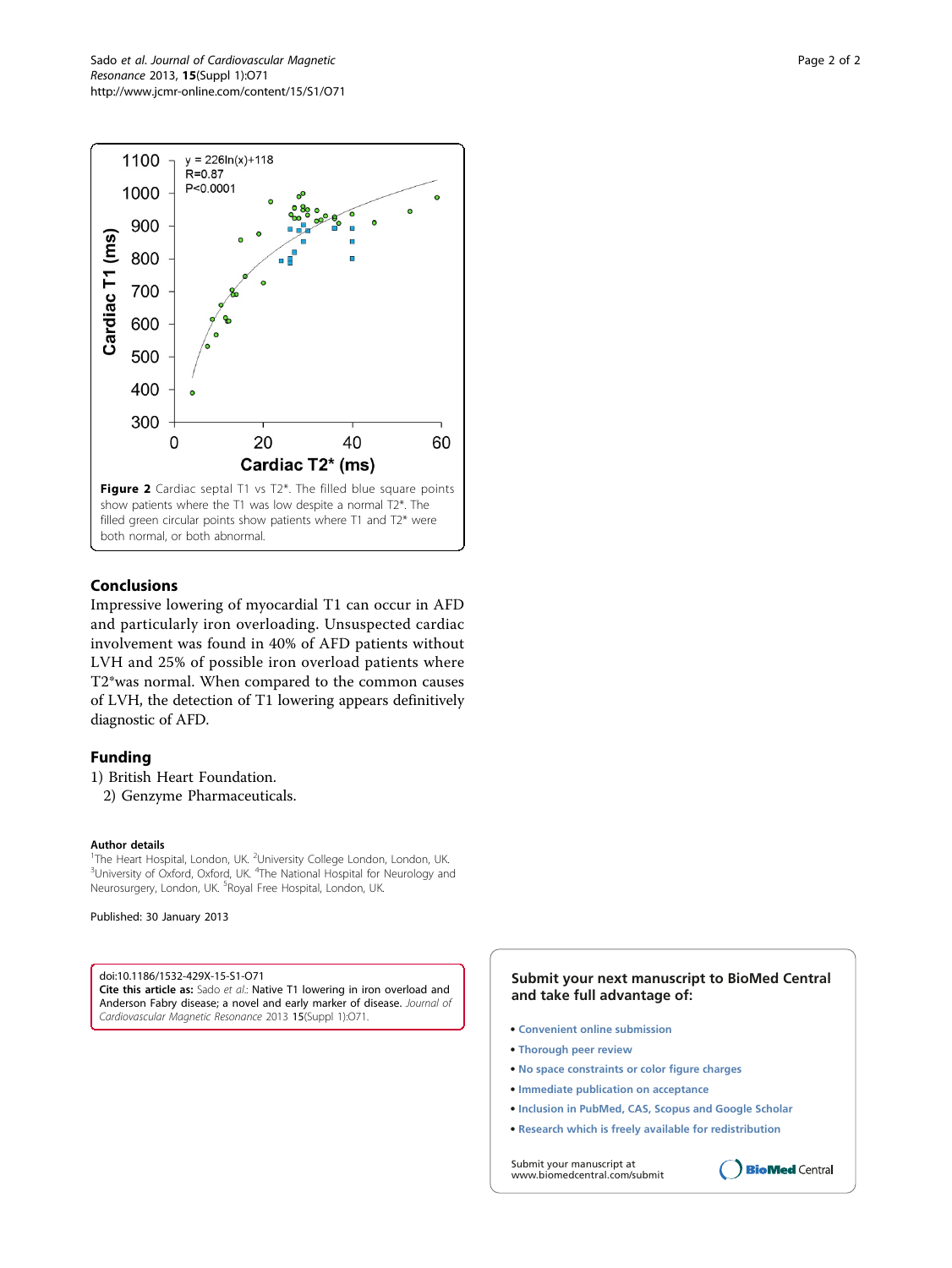y = 226ln(x)+118
R=0.87
P<0.0001

1100
1000
900
800
700
600
500
400
300

0
20
40
60

Cardiac T1 (ms)

Cardiac T2* (ms)

**Figure 2** Cardiac septal T1 vs T2*. The filled blue square points show patients where the T1 was low despite a normal T2*. The filled green circular points show patients where T1 and T2* were both normal, or both abnormal.

## Conclusions

Impressive lowering of myocardial T1 can occur in AFD and particularly iron overloading. Unsuspected cardiac involvement was found in 40% of AFD patients without LVH and 25% of possible iron overload patients where T2*was normal. When compared to the common causes of LVH, the detection of T1 lowering appears definitively diagnostic of AFD.

## Funding

1) British Heart Foundation.
2) Genzyme Pharmaceuticals.

### Author details

[1]The Heart Hospital, London, UK. [2]University College London, London, UK. [3]University of Oxford, Oxford, UK. [4]The National Hospital for Neurology and Neurosurgery, London, UK. [5]Royal Free Hospital, London, UK.

Published: 30 January 2013

doi:10.1186/1532-429X-15-S1-O71
**Cite this article as:** Sado *et al.*: Native T1 lowering in iron overload and Anderson Fabry disease; a novel and early marker of disease. *Journal of Cardiovascular Magnetic Resonance* 2013 **15**(Suppl 1):O71.

**Submit your next manuscript to BioMed Central and take full advantage of:**

- Convenient online submission
- Thorough peer review
- No space constraints or color figure charges
- Immediate publication on acceptance
- Inclusion in PubMed, CAS, Scopus and Google Scholar
- Research which is freely available for redistribution

Submit your manuscript at
www.biomedcentral.com/submit

BioMed Central